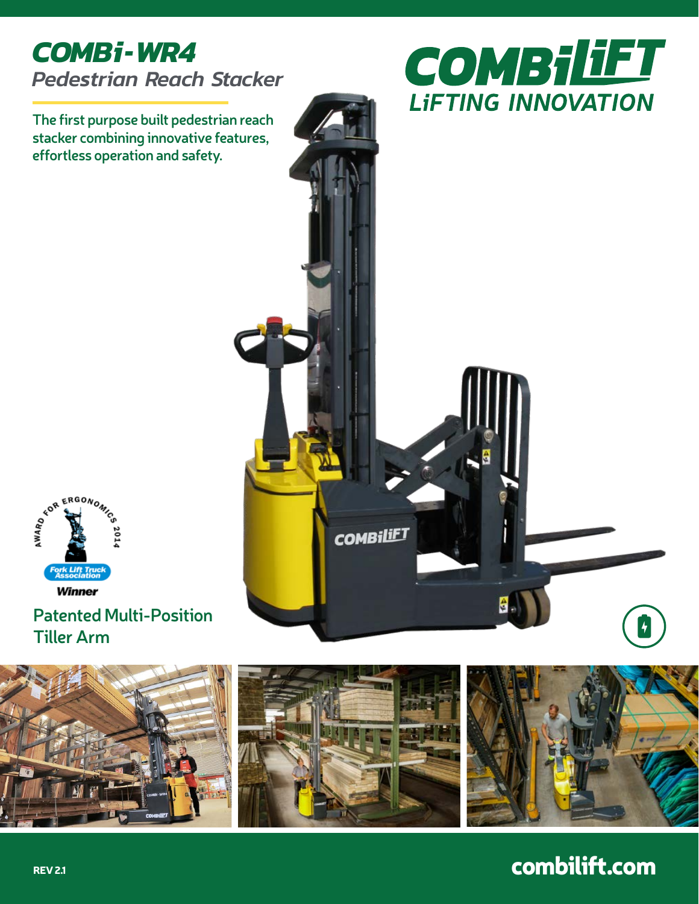# COMBi-WR4

## Pedestrian Reach Stacker

The first purpose built pedestrian reach stacker combining innovative features, effortless operation and safety.

COMBiLiFT
LiFTING INNOVATION

AWARD FOR ERGONOMICS 2014
Fork Lift Truck Association
Winner

**Patented Multi-Position Tiller Arm**

REV 2.1

combilift.com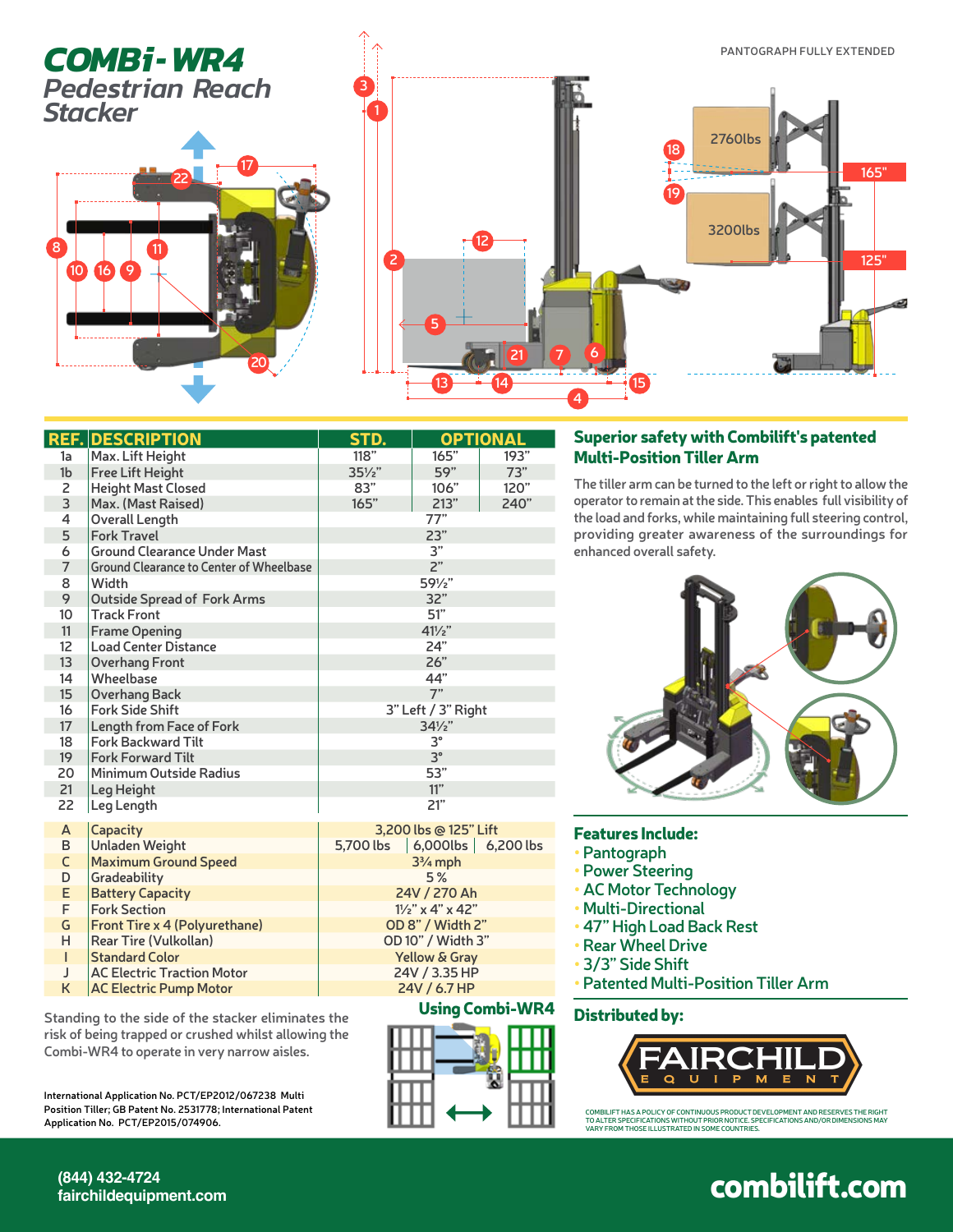# COMBi-WR4

## Pedestrian Reach Stacker

PANTOGRAPH FULLY EXTENDED

2760lbs

3200lbs

165"

125"

| REF. | DESCRIPTION | STD. | OPTIONAL | |
|---|---|---|---|---|
| 1a | Max. Lift Height | 118" | 165" | 193" |
| 1b | Free Lift Height | 35½" | 59" | 73" |
| 2 | Height Mast Closed | 83" | 106" | 120" |
| 3 | Max. (Mast Raised) | 165" | 213" | 240" |
| 4 | Overall Length | 77" | | |
| 5 | Fork Travel | 23" | | |
| 6 | Ground Clearance Under Mast | 3" | | |
| 7 | Ground Clearance to Center of Wheelbase | 2" | | |
| 8 | Width | 59½" | | |
| 9 | Outside Spread of Fork Arms | 32" | | |
| 10 | Track Front | 51" | | |
| 11 | Frame Opening | 41½" | | |
| 12 | Load Center Distance | 24" | | |
| 13 | Overhang Front | 26" | | |
| 14 | Wheelbase | 44" | | |
| 15 | Overhang Back | 7" | | |
| 16 | Fork Side Shift | 3" Left / 3" Right | | |
| 17 | Length from Face of Fork | 34½" | | |
| 18 | Fork Backward Tilt | 3° | | |
| 19 | Fork Forward Tilt | 3° | | |
| 20 | Minimum Outside Radius | 53" | | |
| 21 | Leg Height | 11" | | |
| 22 | Leg Length | 21" | | |
| A | Capacity | 3,200 lbs @ 125" Lift | | |
| B | Unladen Weight | 5,700 lbs | 6,000lbs | 6,200 lbs |
| C | Maximum Ground Speed | 3¾ mph | | |
| D | Gradeability | 5 % | | |
| E | Battery Capacity | 24V / 270 Ah | | |
| F | Fork Section | 1½" x 4" x 42" | | |
| G | Front Tire x 4 (Polyurethane) | OD 8" / Width 2" | | |
| H | Rear Tire (Vulkollan) | OD 10" / Width 3" | | |
| I | Standard Color | Yellow & Gray | | |
| J | AC Electric Traction Motor | 24V / 3.35 HP | | |
| K | AC Electric Pump Motor | 24V / 6.7 HP | | |

Standing to the side of the stacker eliminates the risk of being trapped or crushed whilst allowing the Combi-WR4 to operate in very narrow aisles.

International Application No. PCT/EP2012/067238 Multi Position Tiller; GB Patent No. 2531778; International Patent Application No. PCT/EP2015/074906.

**Using Combi-WR4**

## Superior safety with Combilift's patented Multi-Position Tiller Arm

The tiller arm can be turned to the left or right to allow the operator to remain at the side. This enables full visibility of the load and forks, while maintaining full steering control, providing greater awareness of the surroundings for enhanced overall safety.

## Features Include:

- Pantograph
- Power Steering
- AC Motor Technology
- Multi-Directional
- 47" High Load Back Rest
- Rear Wheel Drive
- 3/3" Side Shift
- Patented Multi-Position Tiller Arm

## Distributed by:

FAIRCHILD EQUIPMENT

COMBILIFT HAS A POLICY OF CONTINUOUS PRODUCT DEVELOPMENT AND RESERVES THE RIGHT TO ALTER SPECIFICATIONS WITHOUT PRIOR NOTICE. SPECIFICATIONS AND/OR DIMENSIONS MAY VARY FROM THOSE ILLUSTRATED IN SOME COUNTRIES.

(844) 432-4724
fairchildequipment.com

combilift.com